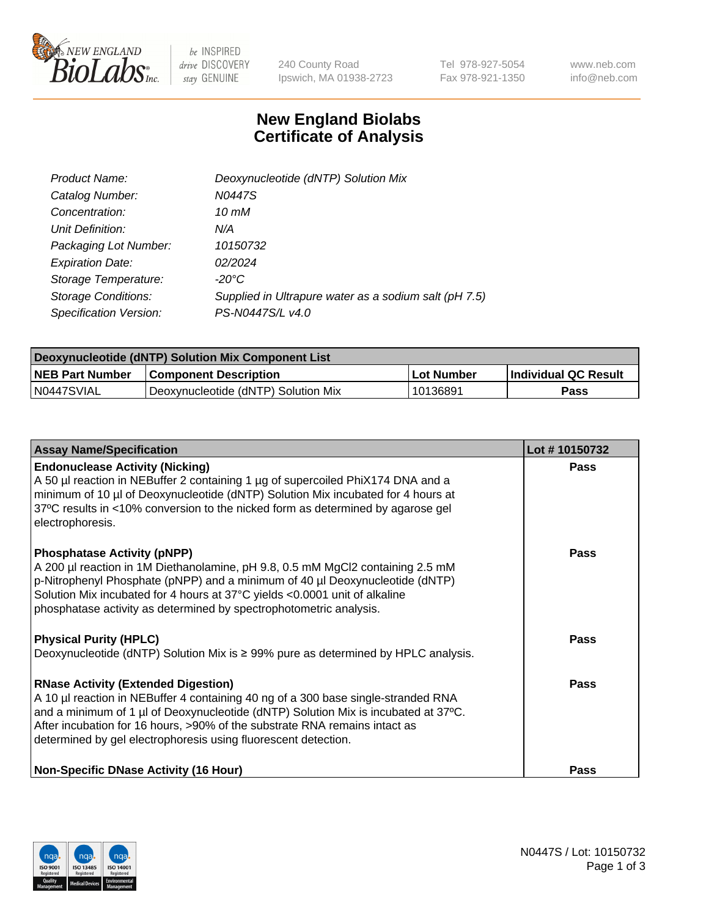240 County Road
Ipswich, MA 01938-2723

Tel 978-927-5054
Fax 978-921-1350

www.neb.com
info@neb.com

# New England Biolabs Certificate of Analysis

| | |
|---|---|
| *Product Name:* | *Deoxynucleotide (dNTP) Solution Mix* |
| *Catalog Number:* | *N0447S* |
| *Concentration:* | *10 mM* |
| *Unit Definition:* | *N/A* |
| *Packaging Lot Number:* | *10150732* |
| *Expiration Date:* | *02/2024* |
| *Storage Temperature:* | *-20°C* |
| *Storage Conditions:* | *Supplied in Ultrapure water as a sodium salt (pH 7.5)* |
| *Specification Version:* | *PS-N0447S/L v4.0* |

| Deoxynucleotide (dNTP) Solution Mix Component List | | | |
|---|---|---|---|
| **NEB Part Number** | **Component Description** | **Lot Number** | **Individual QC Result** |
| N0447SVIAL | Deoxynucleotide (dNTP) Solution Mix | 10136891 | **Pass** |

| Assay Name/Specification | Lot # 10150732 |
|---|---|
| **Endonuclease Activity (Nicking)**<br>A 50 µl reaction in NEBuffer 2 containing 1 µg of supercoiled PhiX174 DNA and a minimum of 10 µl of Deoxynucleotide (dNTP) Solution Mix incubated for 4 hours at 37ºC results in <10% conversion to the nicked form as determined by agarose gel electrophoresis. | **Pass** |
| **Phosphatase Activity (pNPP)**<br>A 200 µl reaction in 1M Diethanolamine, pH 9.8, 0.5 mM $MgCl_2$ containing 2.5 mM p-Nitrophenyl Phosphate (pNPP) and a minimum of 40 µl Deoxynucleotide (dNTP) Solution Mix incubated for 4 hours at 37°C yields <0.0001 unit of alkaline phosphatase activity as determined by spectrophotometric analysis. | **Pass** |
| **Physical Purity (HPLC)**<br>Deoxynucleotide (dNTP) Solution Mix is ≥ 99% pure as determined by HPLC analysis. | **Pass** |
| **RNase Activity (Extended Digestion)**<br>A 10 µl reaction in NEBuffer 4 containing 40 ng of a 300 base single-stranded RNA and a minimum of 1 µl of Deoxynucleotide (dNTP) Solution Mix is incubated at 37ºC. After incubation for 16 hours, >90% of the substrate RNA remains intact as determined by gel electrophoresis using fluorescent detection. | **Pass** |
| **Non-Specific DNase Activity (16 Hour)** | **Pass** |

N0447S / Lot: 10150732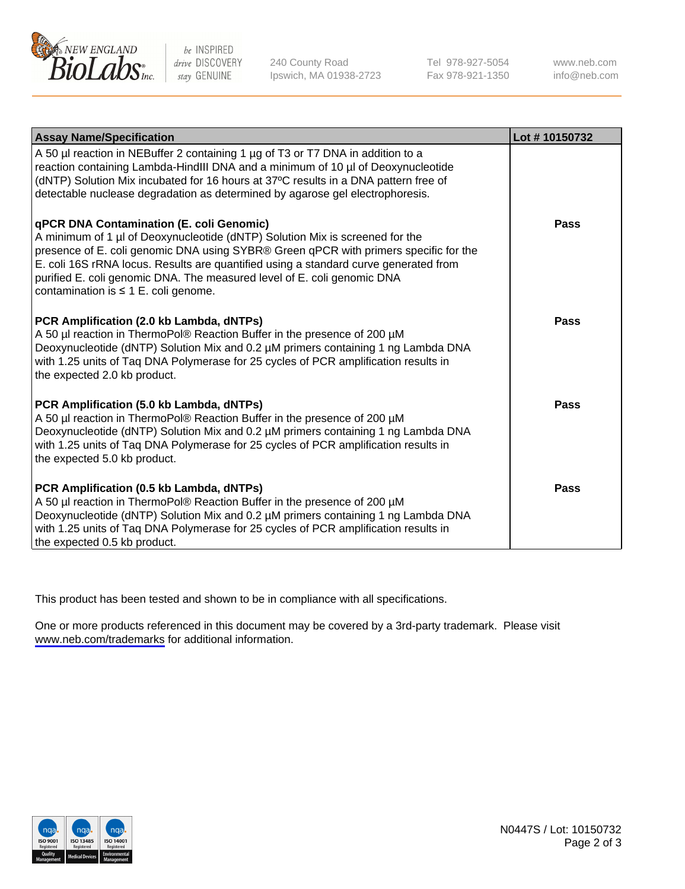| Assay Name/Specification | Lot # 10150732 |
|---|---|
| A 50 µl reaction in NEBuffer 2 containing 1 µg of T3 or T7 DNA in addition to a reaction containing Lambda-HindIII DNA and a minimum of 10 µl of Deoxynucleotide (dNTP) Solution Mix incubated for 16 hours at 37ºC results in a DNA pattern free of detectable nuclease degradation as determined by agarose gel electrophoresis. | |
| **qPCR DNA Contamination (E. coli Genomic)**<br>A minimum of 1 µl of Deoxynucleotide (dNTP) Solution Mix is screened for the presence of E. coli genomic DNA using SYBR® Green qPCR with primers specific for the E. coli 16S rRNA locus. Results are quantified using a standard curve generated from purified E. coli genomic DNA. The measured level of E. coli genomic DNA contamination is ≤ 1 E. coli genome. | **Pass** |
| **PCR Amplification (2.0 kb Lambda, dNTPs)**<br>A 50 µl reaction in ThermoPol® Reaction Buffer in the presence of 200 µM Deoxynucleotide (dNTP) Solution Mix and 0.2 µM primers containing 1 ng Lambda DNA with 1.25 units of Taq DNA Polymerase for 25 cycles of PCR amplification results in the expected 2.0 kb product. | **Pass** |
| **PCR Amplification (5.0 kb Lambda, dNTPs)**<br>A 50 µl reaction in ThermoPol® Reaction Buffer in the presence of 200 µM Deoxynucleotide (dNTP) Solution Mix and 0.2 µM primers containing 1 ng Lambda DNA with 1.25 units of Taq DNA Polymerase for 25 cycles of PCR amplification results in the expected 5.0 kb product. | **Pass** |
| **PCR Amplification (0.5 kb Lambda, dNTPs)**<br>A 50 µl reaction in ThermoPol® Reaction Buffer in the presence of 200 µM Deoxynucleotide (dNTP) Solution Mix and 0.2 µM primers containing 1 ng Lambda DNA with 1.25 units of Taq DNA Polymerase for 25 cycles of PCR amplification results in the expected 0.5 kb product. | **Pass** |

This product has been tested and shown to be in compliance with all specifications.

One or more products referenced in this document may be covered by a 3rd-party trademark. Please visit www.neb.com/trademarks for additional information.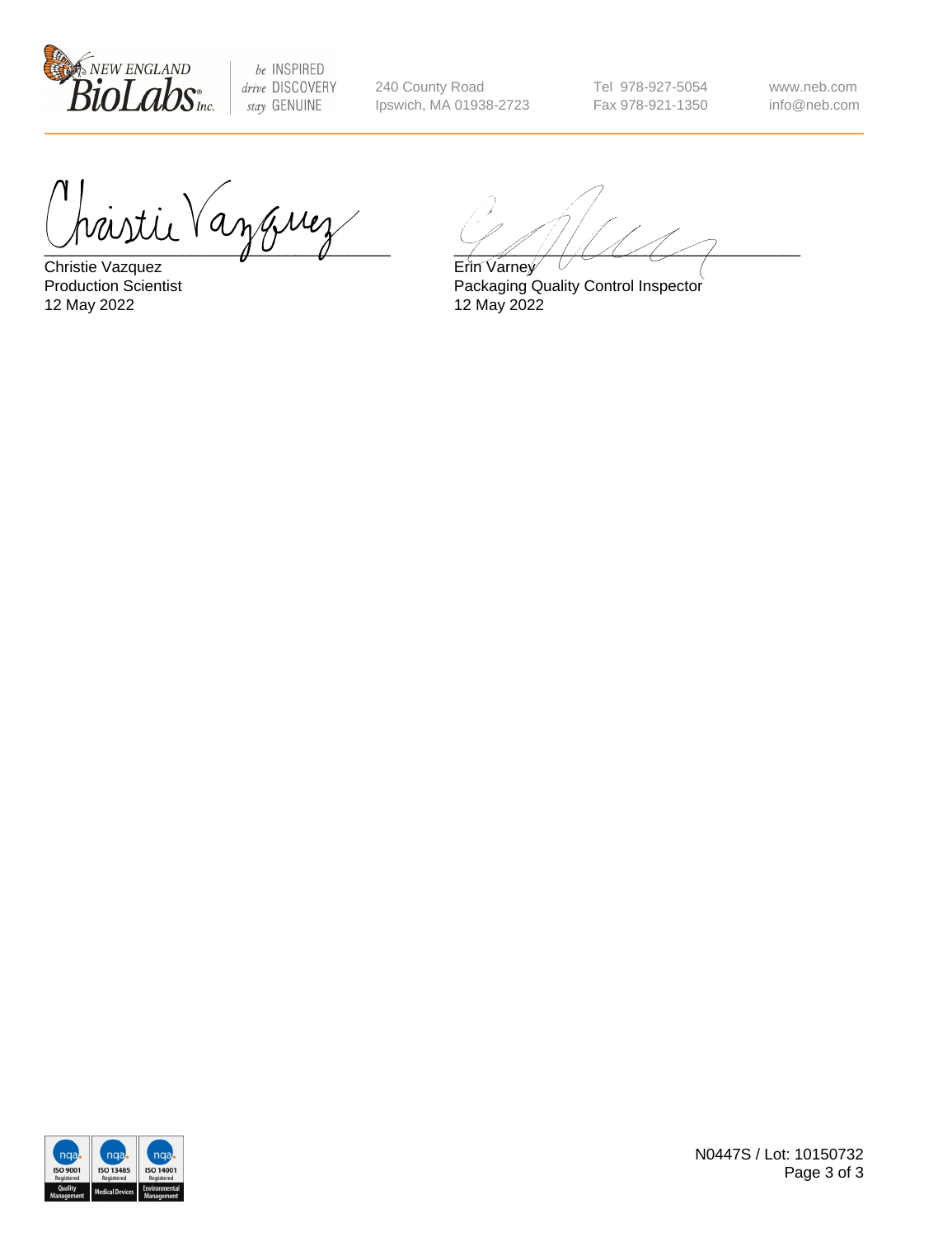Christie Vazquez
Production Scientist
12 May 2022

Erin Varney
Packaging Quality Control Inspector
12 May 2022